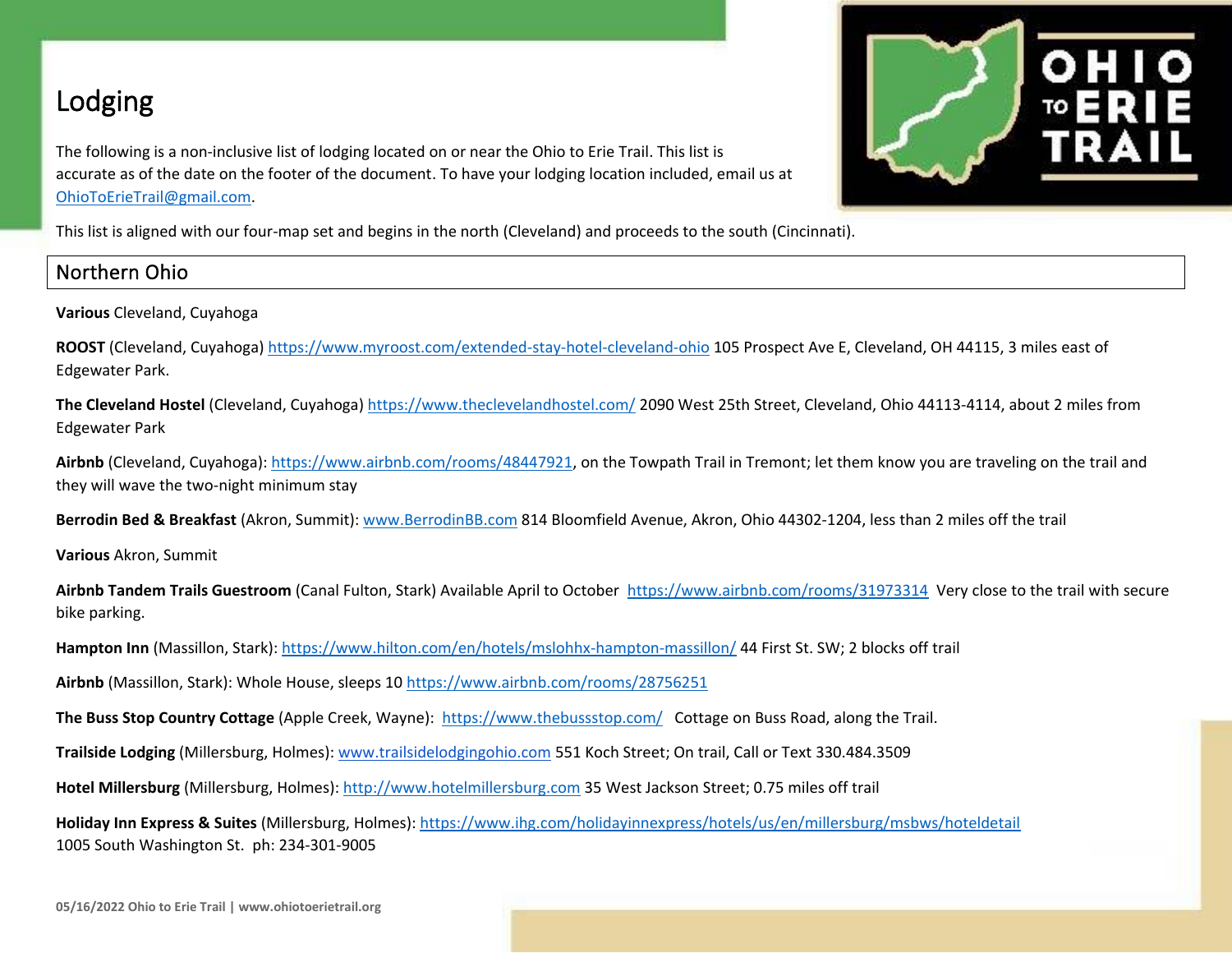# Lodging

The following is a non-inclusive list of lodging located on or near the Ohio to Erie Trail. This list is accurate as of the date on the footer of the document. To have your lodging location included, email us at OhioToErieTrail@gmail.com.

This list is aligned with our four-map set and begins in the north (Cleveland) and proceeds to the south (Cincinnati).

## Northern Ohio

**Various** Cleveland, Cuyahoga

**ROOST** (Cleveland, Cuyahoga) https://www.myroost.com/extended-stay-hotel-cleveland-ohio 105 Prospect Ave E, Cleveland, OH 44115, 3 miles east of Edgewater Park.

**The Cleveland Hostel** (Cleveland, Cuyahoga) https://www.theclevelandhostel.com/ 2090 West 25th Street, Cleveland, Ohio 44113-4114, about 2 miles from Edgewater Park

**Airbnb** (Cleveland, Cuyahoga): https://www.airbnb.com/rooms/48447921, on the Towpath Trail in Tremont; let them know you are traveling on the trail and they will wave the two-night minimum stay

**Berrodin Bed & Breakfast** (Akron, Summit): www.BerrodinBB.com 814 Bloomfield Avenue, Akron, Ohio 44302-1204, less than 2 miles off the trail

**Various** Akron, Summit

**Airbnb Tandem Trails Guestroom** (Canal Fulton, Stark) Available April to October https://www.airbnb.com/rooms/31973314 Very close to the trail with secure bike parking.

**Hampton Inn** (Massillon, Stark): https://www.hilton.com/en/hotels/mslohhx-hampton-massillon/ 44 First St. SW; 2 blocks off trail

**Airbnb** (Massillon, Stark): Whole House, sleeps 10 https://www.airbnb.com/rooms/28756251

**The Buss Stop Country Cottage** (Apple Creek, Wayne): https://www.thebussstop.com/ Cottage on Buss Road, along the Trail.

**Trailside Lodging** (Millersburg, Holmes): www.trailsidelodgingohio.com 551 Koch Street; On trail, Call or Text 330.484.3509

**Hotel Millersburg** (Millersburg, Holmes): http://www.hotelmillersburg.com 35 West Jackson Street; 0.75 miles off trail

**Holiday Inn Express & Suites** (Millersburg, Holmes): https://www.ihg.com/holidayinnexpress/hotels/us/en/millersburg/msbws/hoteldetail 1005 South Washington St. ph: 234-301-9005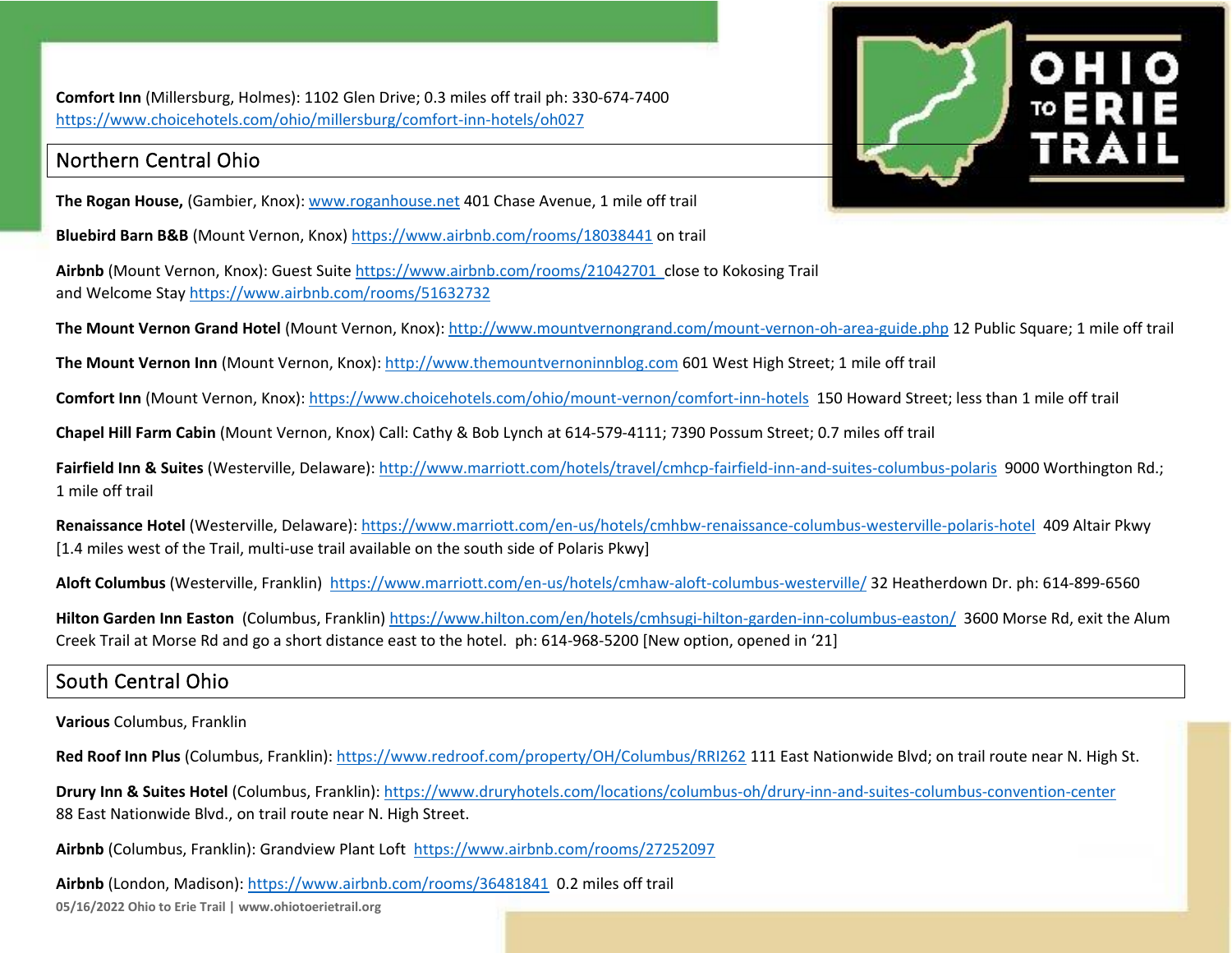**Comfort Inn** (Millersburg, Holmes): 1102 Glen Drive; 0.3 miles off trail ph: 330-674-7400 https://www.choicehotels.com/ohio/millersburg/comfort-inn-hotels/oh027

## Northern Central Ohio

**The Rogan House,** (Gambier, Knox): www.roganhouse.net 401 Chase Avenue, 1 mile off trail

**Bluebird Barn B&B** (Mount Vernon, Knox) https://www.airbnb.com/rooms/18038441 on trail

**Airbnb** (Mount Vernon, Knox): Guest Suite https://www.airbnb.com/rooms/21042701 close to Kokosing Trail and Welcome Stay https://www.airbnb.com/rooms/51632732

**The Mount Vernon Grand Hotel** (Mount Vernon, Knox): http://www.mountvernongrand.com/mount-vernon-oh-area-guide.php 12 Public Square; 1 mile off trail

**The Mount Vernon Inn** (Mount Vernon, Knox): http://www.themountvernoninnblog.com 601 West High Street; 1 mile off trail

**Comfort Inn** (Mount Vernon, Knox): https://www.choicehotels.com/ohio/mount-vernon/comfort-inn-hotels 150 Howard Street; less than 1 mile off trail

**Chapel Hill Farm Cabin** (Mount Vernon, Knox) Call: Cathy & Bob Lynch at 614-579-4111; 7390 Possum Street; 0.7 miles off trail

**Fairfield Inn & Suites** (Westerville, Delaware): http://www.marriott.com/hotels/travel/cmhcp-fairfield-inn-and-suites-columbus-polaris 9000 Worthington Rd.; 1 mile off trail

**Renaissance Hotel** (Westerville, Delaware): https://www.marriott.com/en-us/hotels/cmhbw-renaissance-columbus-westerville-polaris-hotel 409 Altair Pkwy [1.4 miles west of the Trail, multi-use trail available on the south side of Polaris Pkwy]

**Aloft Columbus** (Westerville, Franklin) https://www.marriott.com/en-us/hotels/cmhaw-aloft-columbus-westerville/ 32 Heatherdown Dr. ph: 614-899-6560

**Hilton Garden Inn Easton** (Columbus, Franklin) https://www.hilton.com/en/hotels/cmhsugi-hilton-garden-inn-columbus-easton/ 3600 Morse Rd, exit the Alum Creek Trail at Morse Rd and go a short distance east to the hotel. ph: 614-968-5200 [New option, opened in '21]

## South Central Ohio

**Various** Columbus, Franklin

**Red Roof Inn Plus** (Columbus, Franklin): https://www.redroof.com/property/OH/Columbus/RRI262 111 East Nationwide Blvd; on trail route near N. High St.

**Drury Inn & Suites Hotel** (Columbus, Franklin): https://www.druryhotels.com/locations/columbus-oh/drury-inn-and-suites-columbus-convention-center 88 East Nationwide Blvd., on trail route near N. High Street.

**Airbnb** (Columbus, Franklin): Grandview Plant Loft https://www.airbnb.com/rooms/27252097

**Airbnb** (London, Madison): https://www.airbnb.com/rooms/36481841 0.2 miles off trail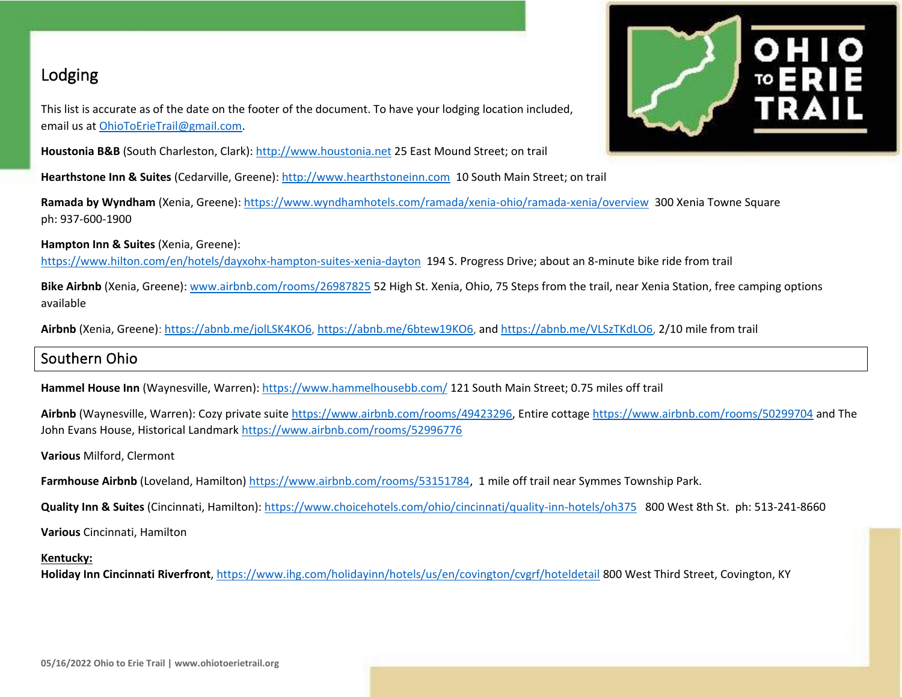## Lodging

This list is accurate as of the date on the footer of the document. To have your lodging location included, email us at OhioToErieTrail@gmail.com.

**Houstonia B&B** (South Charleston, Clark): http://www.houstonia.net 25 East Mound Street; on trail

**Hearthstone Inn & Suites** (Cedarville, Greene): http://www.hearthstoneinn.com 10 South Main Street; on trail

**Ramada by Wyndham** (Xenia, Greene): https://www.wyndhamhotels.com/ramada/xenia-ohio/ramada-xenia/overview 300 Xenia Towne Square ph: 937-600-1900

**Hampton Inn & Suites** (Xenia, Greene): https://www.hilton.com/en/hotels/dayxohx-hampton-suites-xenia-dayton 194 S. Progress Drive; about an 8-minute bike ride from trail

**Bike Airbnb** (Xenia, Greene): www.airbnb.com/rooms/26987825 52 High St. Xenia, Ohio, 75 Steps from the trail, near Xenia Station, free camping options available

**Airbnb** (Xenia, Greene): https://abnb.me/jolLSK4KO6, https://abnb.me/6btew19KO6, and https://abnb.me/VLSzTKdLO6, 2/10 mile from trail

## Southern Ohio

**Hammel House Inn** (Waynesville, Warren): https://www.hammelhousebb.com/ 121 South Main Street; 0.75 miles off trail

**Airbnb** (Waynesville, Warren): Cozy private suite https://www.airbnb.com/rooms/49423296, Entire cottage https://www.airbnb.com/rooms/50299704 and The John Evans House, Historical Landmark https://www.airbnb.com/rooms/52996776

**Various** Milford, Clermont

**Farmhouse Airbnb** (Loveland, Hamilton) https://www.airbnb.com/rooms/53151784, 1 mile off trail near Symmes Township Park.

**Quality Inn & Suites** (Cincinnati, Hamilton): https://www.choicehotels.com/ohio/cincinnati/quality-inn-hotels/oh375 800 West 8th St. ph: 513-241-8660

**Various** Cincinnati, Hamilton

**Kentucky:**

**Holiday Inn Cincinnati Riverfront**, https://www.ihg.com/holidayinn/hotels/us/en/covington/cvgrf/hoteldetail 800 West Third Street, Covington, KY